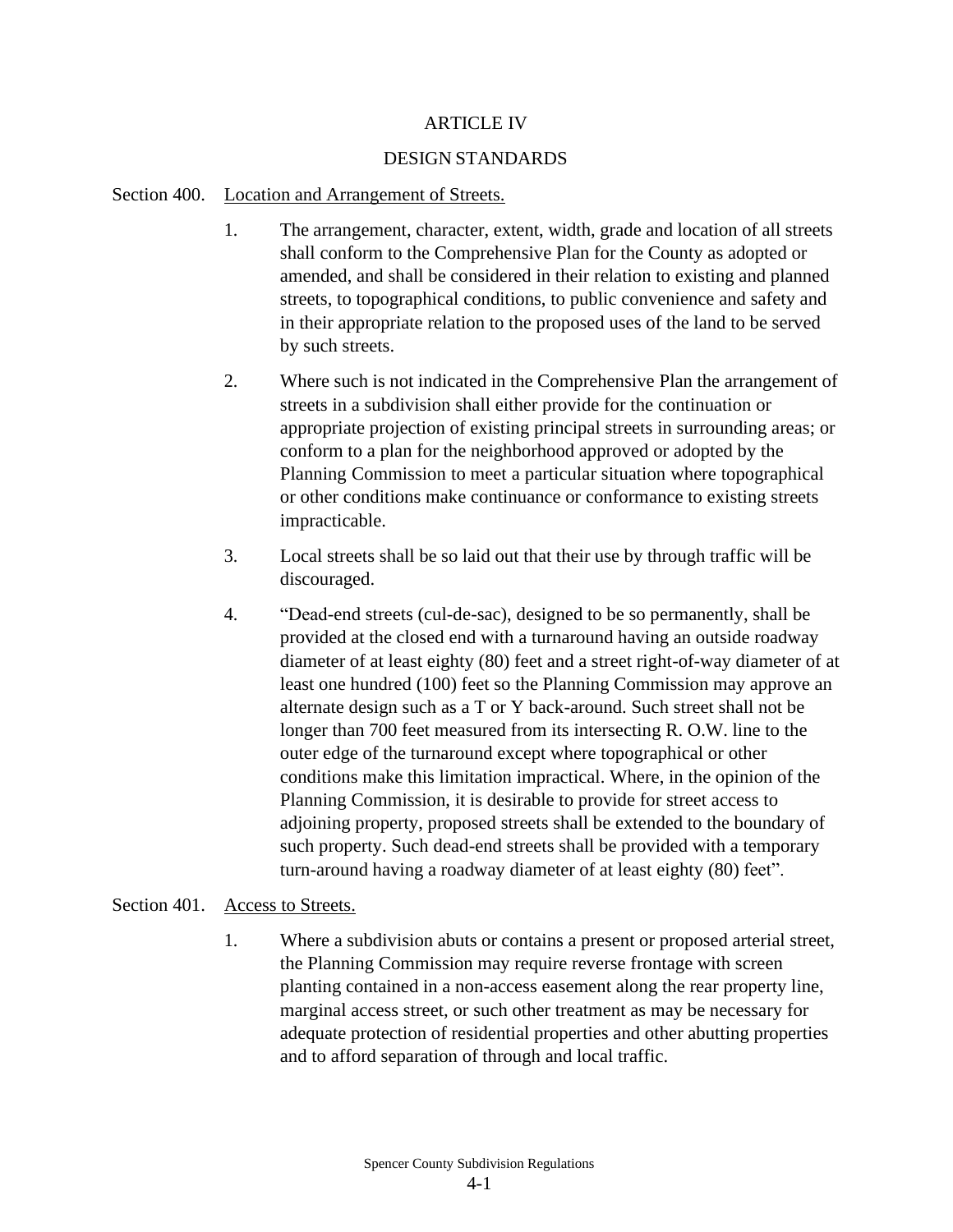# ARTICLE IV

## DESIGN STANDARDS

### Section 400. Location and Arrangement of Streets.

1. The arrangement, character, extent, width, grade and location of all streets shall conform to the Comprehensive Plan for the County as adopted or amended, and shall be considered in their relation to existing and planned streets, to topographical conditions, to public convenience and safety and in their appropriate relation to the proposed uses of the land to be served by such streets.

2. Where such is not indicated in the Comprehensive Plan the arrangement of streets in a subdivision shall either provide for the continuation or appropriate projection of existing principal streets in surrounding areas; or conform to a plan for the neighborhood approved or adopted by the Planning Commission to meet a particular situation where topographical or other conditions make continuance or conformance to existing streets impracticable.

3. Local streets shall be so laid out that their use by through traffic will be discouraged.

4. "Dead-end streets (cul-de-sac), designed to be so permanently, shall be provided at the closed end with a turnaround having an outside roadway diameter of at least eighty (80) feet and a street right-of-way diameter of at least one hundred (100) feet so the Planning Commission may approve an alternate design such as a T or Y back-around. Such street shall not be longer than 700 feet measured from its intersecting R. O.W. line to the outer edge of the turnaround except where topographical or other conditions make this limitation impractical. Where, in the opinion of the Planning Commission, it is desirable to provide for street access to adjoining property, proposed streets shall be extended to the boundary of such property. Such dead-end streets shall be provided with a temporary turn-around having a roadway diameter of at least eighty (80) feet".

### Section 401. Access to Streets.

1. Where a subdivision abuts or contains a present or proposed arterial street, the Planning Commission may require reverse frontage with screen planting contained in a non-access easement along the rear property line, marginal access street, or such other treatment as may be necessary for adequate protection of residential properties and other abutting properties and to afford separation of through and local traffic.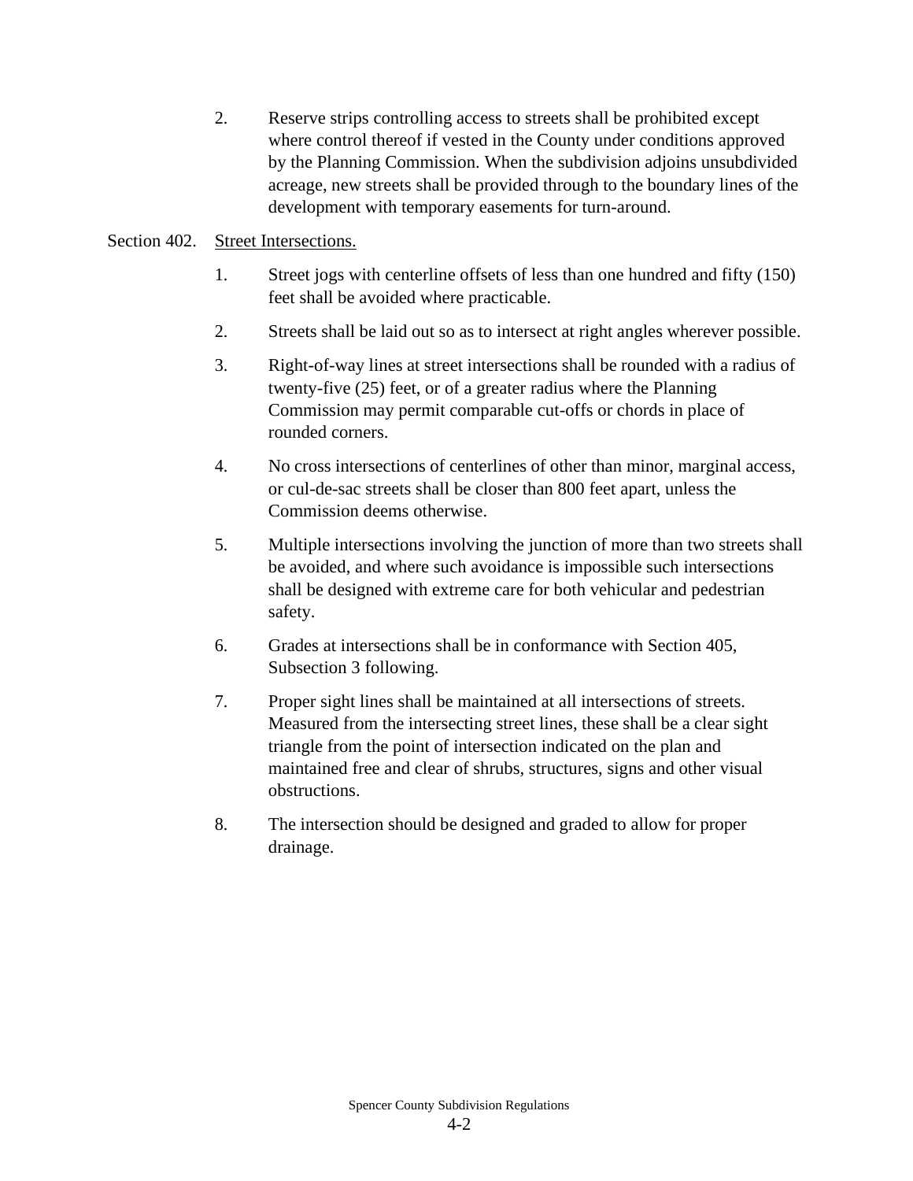2. Reserve strips controlling access to streets shall be prohibited except where control thereof if vested in the County under conditions approved by the Planning Commission. When the subdivision adjoins unsubdivided acreage, new streets shall be provided through to the boundary lines of the development with temporary easements for turn-around.

Section 402. <u>Street Intersections.</u>

1. Street jogs with centerline offsets of less than one hundred and fifty (150) feet shall be avoided where practicable.

2. Streets shall be laid out so as to intersect at right angles wherever possible.

3. Right-of-way lines at street intersections shall be rounded with a radius of twenty-five (25) feet, or of a greater radius where the Planning Commission may permit comparable cut-offs or chords in place of rounded corners.

4. No cross intersections of centerlines of other than minor, marginal access, or cul-de-sac streets shall be closer than 800 feet apart, unless the Commission deems otherwise.

5. Multiple intersections involving the junction of more than two streets shall be avoided, and where such avoidance is impossible such intersections shall be designed with extreme care for both vehicular and pedestrian safety.

6. Grades at intersections shall be in conformance with Section 405, Subsection 3 following.

7. Proper sight lines shall be maintained at all intersections of streets. Measured from the intersecting street lines, these shall be a clear sight triangle from the point of intersection indicated on the plan and maintained free and clear of shrubs, structures, signs and other visual obstructions.

8. The intersection should be designed and graded to allow for proper drainage.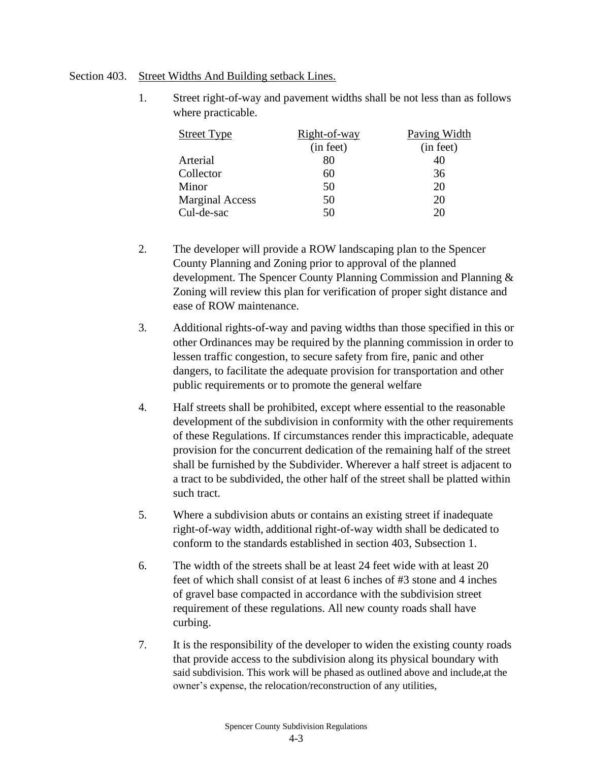Section 403. Street Widths And Building setback Lines.

1. Street right-of-way and pavement widths shall be not less than as follows where practicable.

| Street Type | Right-of-way (in feet) | Paving Width (in feet) |
|---|---|---|
| Arterial | 80 | 40 |
| Collector | 60 | 36 |
| Minor | 50 | 20 |
| Marginal Access | 50 | 20 |
| Cul-de-sac | 50 | 20 |

2. The developer will provide a ROW landscaping plan to the Spencer County Planning and Zoning prior to approval of the planned development. The Spencer County Planning Commission and Planning & Zoning will review this plan for verification of proper sight distance and ease of ROW maintenance.

3. Additional rights-of-way and paving widths than those specified in this or other Ordinances may be required by the planning commission in order to lessen traffic congestion, to secure safety from fire, panic and other dangers, to facilitate the adequate provision for transportation and other public requirements or to promote the general welfare

4. Half streets shall be prohibited, except where essential to the reasonable development of the subdivision in conformity with the other requirements of these Regulations. If circumstances render this impracticable, adequate provision for the concurrent dedication of the remaining half of the street shall be furnished by the Subdivider. Wherever a half street is adjacent to a tract to be subdivided, the other half of the street shall be platted within such tract.

5. Where a subdivision abuts or contains an existing street if inadequate right-of-way width, additional right-of-way width shall be dedicated to conform to the standards established in section 403, Subsection 1.

6. The width of the streets shall be at least 24 feet wide with at least 20 feet of which shall consist of at least 6 inches of #3 stone and 4 inches of gravel base compacted in accordance with the subdivision street requirement of these regulations. All new county roads shall have curbing.

7. It is the responsibility of the developer to widen the existing county roads that provide access to the subdivision along its physical boundary with said subdivision. This work will be phased as outlined above and include,at the owner's expense, the relocation/reconstruction of any utilities,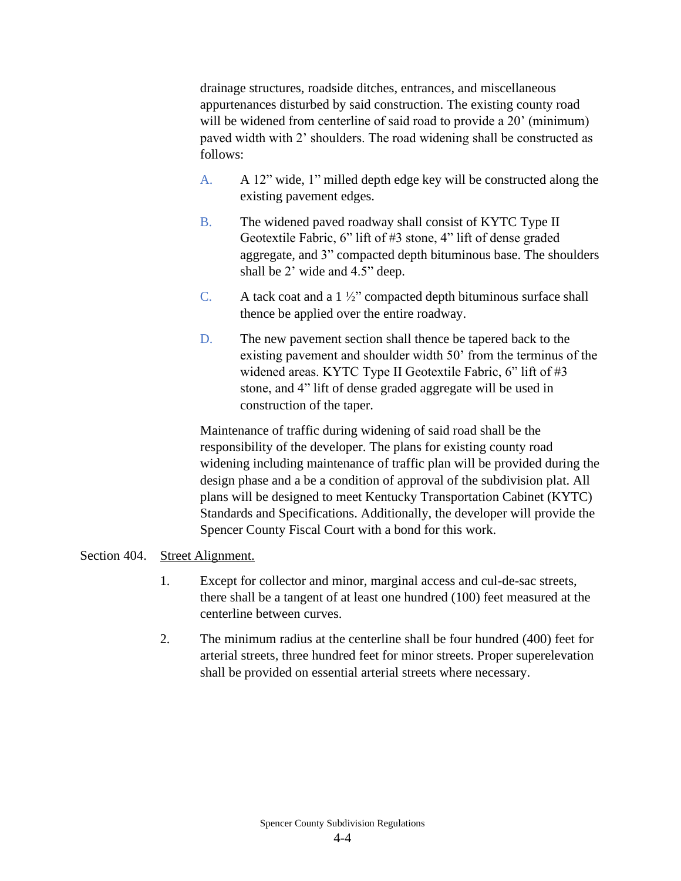drainage structures, roadside ditches, entrances, and miscellaneous appurtenances disturbed by said construction. The existing county road will be widened from centerline of said road to provide a 20' (minimum) paved width with 2' shoulders. The road widening shall be constructed as follows:

A. A 12" wide, 1" milled depth edge key will be constructed along the existing pavement edges.

B. The widened paved roadway shall consist of KYTC Type II Geotextile Fabric, 6" lift of #3 stone, 4" lift of dense graded aggregate, and 3" compacted depth bituminous base. The shoulders shall be 2' wide and 4.5" deep.

C. A tack coat and a 1 ½" compacted depth bituminous surface shall thence be applied over the entire roadway.

D. The new pavement section shall thence be tapered back to the existing pavement and shoulder width 50' from the terminus of the widened areas. KYTC Type II Geotextile Fabric, 6" lift of #3 stone, and 4" lift of dense graded aggregate will be used in construction of the taper.

Maintenance of traffic during widening of said road shall be the responsibility of the developer. The plans for existing county road widening including maintenance of traffic plan will be provided during the design phase and a be a condition of approval of the subdivision plat. All plans will be designed to meet Kentucky Transportation Cabinet (KYTC) Standards and Specifications. Additionally, the developer will provide the Spencer County Fiscal Court with a bond for this work.

Section 404. Street Alignment.

1. Except for collector and minor, marginal access and cul-de-sac streets, there shall be a tangent of at least one hundred (100) feet measured at the centerline between curves.

2. The minimum radius at the centerline shall be four hundred (400) feet for arterial streets, three hundred feet for minor streets. Proper superelevation shall be provided on essential arterial streets where necessary.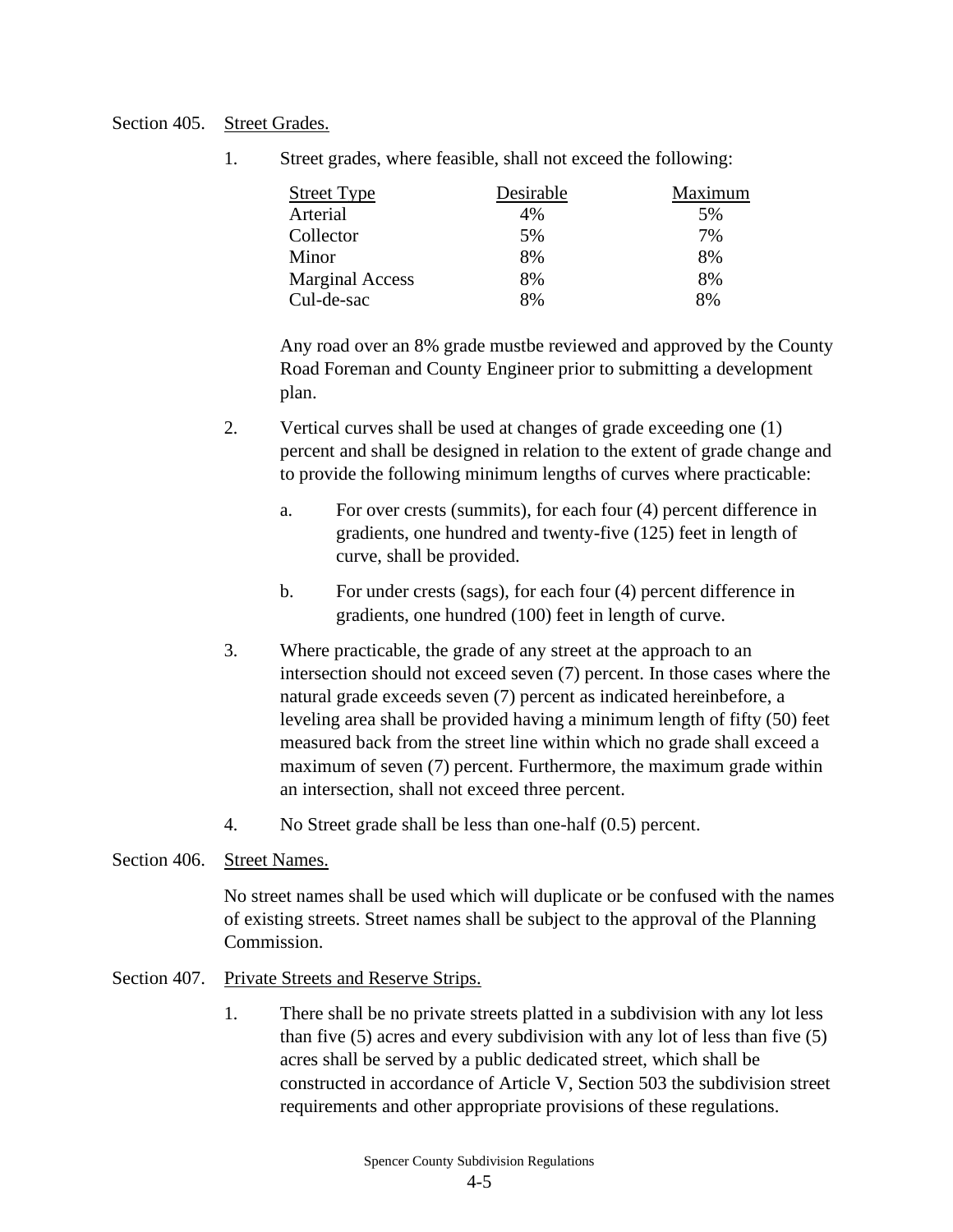Section 405. Street Grades.

1. Street grades, where feasible, shall not exceed the following:

| Street Type | Desirable | Maximum |
|---|---|---|
| Arterial | 4% | 5% |
| Collector | 5% | 7% |
| Minor | 8% | 8% |
| Marginal Access | 8% | 8% |
| Cul-de-sac | 8% | 8% |

Any road over an 8% grade mustbe reviewed and approved by the County Road Foreman and County Engineer prior to submitting a development plan.

2. Vertical curves shall be used at changes of grade exceeding one (1) percent and shall be designed in relation to the extent of grade change and to provide the following minimum lengths of curves where practicable:

   a. For over crests (summits), for each four (4) percent difference in gradients, one hundred and twenty-five (125) feet in length of curve, shall be provided.

   b. For under crests (sags), for each four (4) percent difference in gradients, one hundred (100) feet in length of curve.

3. Where practicable, the grade of any street at the approach to an intersection should not exceed seven (7) percent. In those cases where the natural grade exceeds seven (7) percent as indicated hereinbefore, a leveling area shall be provided having a minimum length of fifty (50) feet measured back from the street line within which no grade shall exceed a maximum of seven (7) percent. Furthermore, the maximum grade within an intersection, shall not exceed three percent.

4. No Street grade shall be less than one-half (0.5) percent.

Section 406. Street Names.

No street names shall be used which will duplicate or be confused with the names of existing streets. Street names shall be subject to the approval of the Planning Commission.

Section 407. Private Streets and Reserve Strips.

1. There shall be no private streets platted in a subdivision with any lot less than five (5) acres and every subdivision with any lot of less than five (5) acres shall be served by a public dedicated street, which shall be constructed in accordance of Article V, Section 503 the subdivision street requirements and other appropriate provisions of these regulations.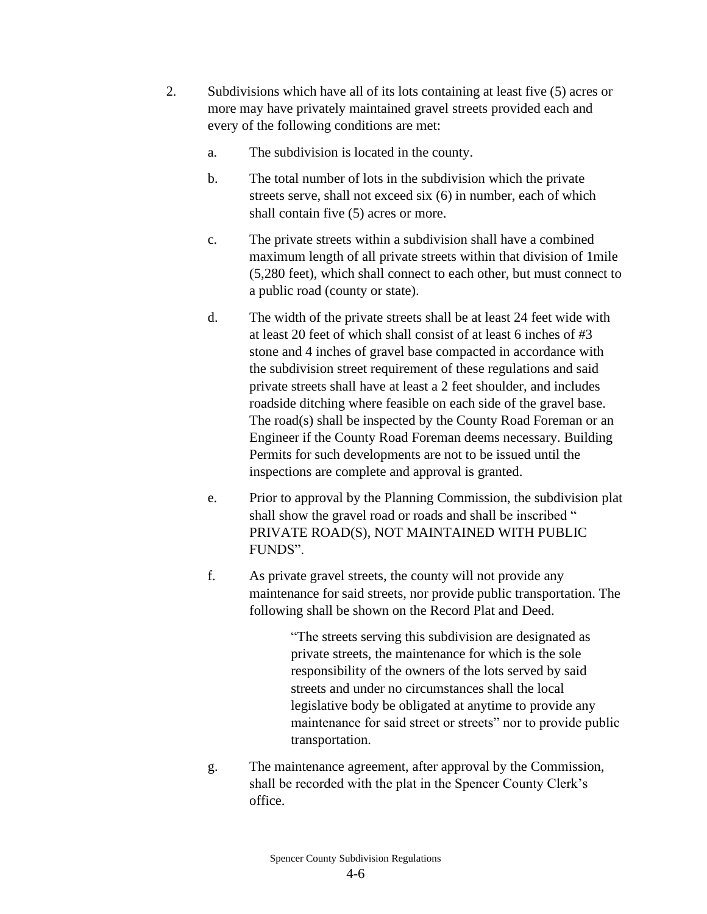2. Subdivisions which have all of its lots containing at least five (5) acres or more may have privately maintained gravel streets provided each and every of the following conditions are met:

   a. The subdivision is located in the county.

   b. The total number of lots in the subdivision which the private streets serve, shall not exceed six (6) in number, each of which shall contain five (5) acres or more.

   c. The private streets within a subdivision shall have a combined maximum length of all private streets within that division of 1mile (5,280 feet), which shall connect to each other, but must connect to a public road (county or state).

   d. The width of the private streets shall be at least 24 feet wide with at least 20 feet of which shall consist of at least 6 inches of #3 stone and 4 inches of gravel base compacted in accordance with the subdivision street requirement of these regulations and said private streets shall have at least a 2 feet shoulder, and includes roadside ditching where feasible on each side of the gravel base. The road(s) shall be inspected by the County Road Foreman or an Engineer if the County Road Foreman deems necessary. Building Permits for such developments are not to be issued until the inspections are complete and approval is granted.

   e. Prior to approval by the Planning Commission, the subdivision plat shall show the gravel road or roads and shall be inscribed " PRIVATE ROAD(S), NOT MAINTAINED WITH PUBLIC FUNDS".

   f. As private gravel streets, the county will not provide any maintenance for said streets, nor provide public transportation. The following shall be shown on the Record Plat and Deed.

      > "The streets serving this subdivision are designated as private streets, the maintenance for which is the sole responsibility of the owners of the lots served by said streets and under no circumstances shall the local legislative body be obligated at anytime to provide any maintenance for said street or streets" nor to provide public transportation.

   g. The maintenance agreement, after approval by the Commission, shall be recorded with the plat in the Spencer County Clerk's office.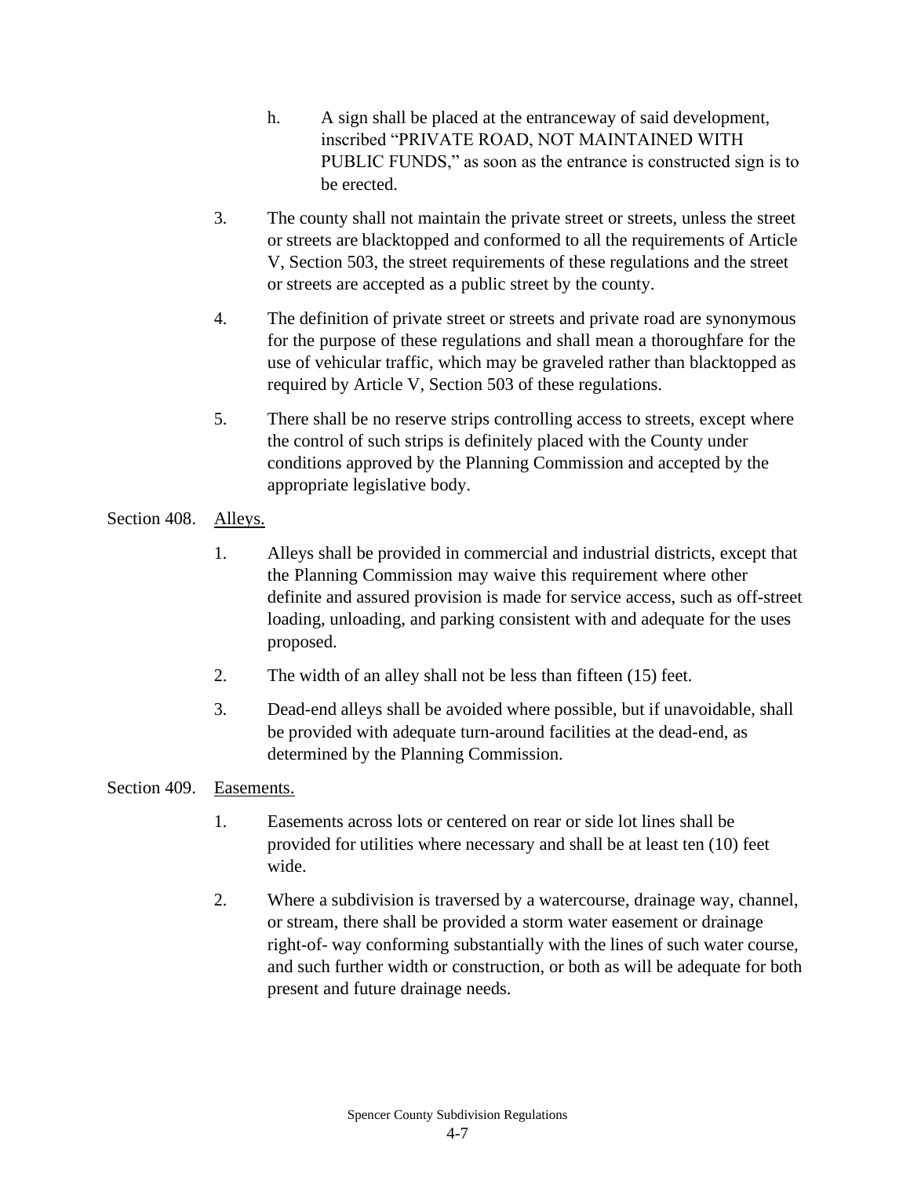h. A sign shall be placed at the entranceway of said development, inscribed "PRIVATE ROAD, NOT MAINTAINED WITH PUBLIC FUNDS," as soon as the entrance is constructed sign is to be erected.

3. The county shall not maintain the private street or streets, unless the street or streets are blacktopped and conformed to all the requirements of Article V, Section 503, the street requirements of these regulations and the street or streets are accepted as a public street by the county.

4. The definition of private street or streets and private road are synonymous for the purpose of these regulations and shall mean a thoroughfare for the use of vehicular traffic, which may be graveled rather than blacktopped as required by Article V, Section 503 of these regulations.

5. There shall be no reserve strips controlling access to streets, except where the control of such strips is definitely placed with the County under conditions approved by the Planning Commission and accepted by the appropriate legislative body.

Section 408. Alleys.

1. Alleys shall be provided in commercial and industrial districts, except that the Planning Commission may waive this requirement where other definite and assured provision is made for service access, such as off-street loading, unloading, and parking consistent with and adequate for the uses proposed.

2. The width of an alley shall not be less than fifteen (15) feet.

3. Dead-end alleys shall be avoided where possible, but if unavoidable, shall be provided with adequate turn-around facilities at the dead-end, as determined by the Planning Commission.

Section 409. Easements.

1. Easements across lots or centered on rear or side lot lines shall be provided for utilities where necessary and shall be at least ten (10) feet wide.

2. Where a subdivision is traversed by a watercourse, drainage way, channel, or stream, there shall be provided a storm water easement or drainage right-of- way conforming substantially with the lines of such water course, and such further width or construction, or both as will be adequate for both present and future drainage needs.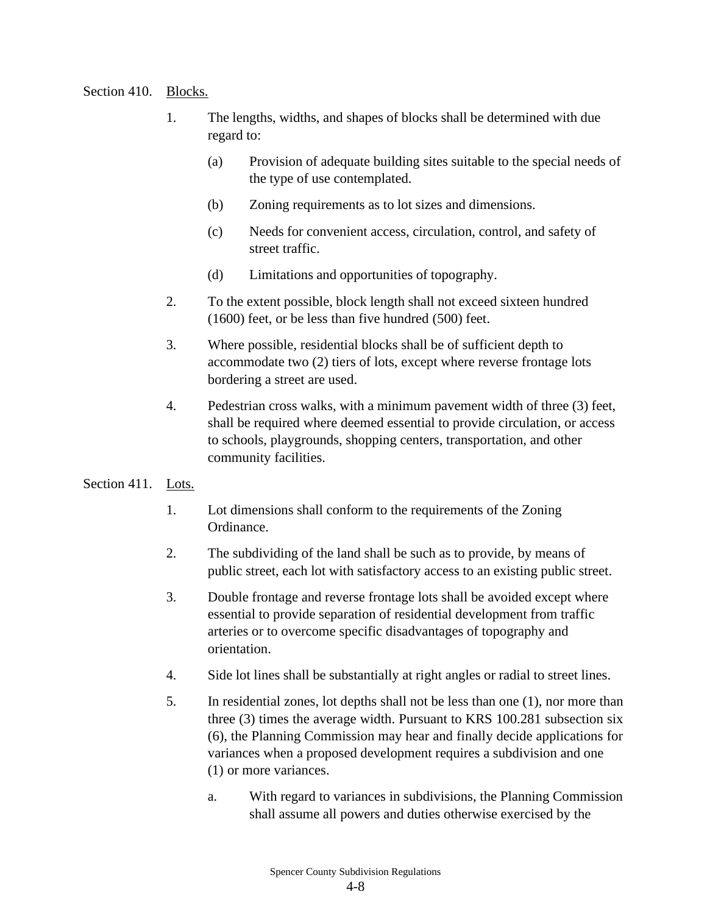Section 410. Blocks.

1. The lengths, widths, and shapes of blocks shall be determined with due regard to:

   (a) Provision of adequate building sites suitable to the special needs of the type of use contemplated.

   (b) Zoning requirements as to lot sizes and dimensions.

   (c) Needs for convenient access, circulation, control, and safety of street traffic.

   (d) Limitations and opportunities of topography.

2. To the extent possible, block length shall not exceed sixteen hundred (1600) feet, or be less than five hundred (500) feet.

3. Where possible, residential blocks shall be of sufficient depth to accommodate two (2) tiers of lots, except where reverse frontage lots bordering a street are used.

4. Pedestrian cross walks, with a minimum pavement width of three (3) feet, shall be required where deemed essential to provide circulation, or access to schools, playgrounds, shopping centers, transportation, and other community facilities.

Section 411. Lots.

1. Lot dimensions shall conform to the requirements of the Zoning Ordinance.

2. The subdividing of the land shall be such as to provide, by means of public street, each lot with satisfactory access to an existing public street.

3. Double frontage and reverse frontage lots shall be avoided except where essential to provide separation of residential development from traffic arteries or to overcome specific disadvantages of topography and orientation.

4. Side lot lines shall be substantially at right angles or radial to street lines.

5. In residential zones, lot depths shall not be less than one (1), nor more than three (3) times the average width. Pursuant to KRS 100.281 subsection six (6), the Planning Commission may hear and finally decide applications for variances when a proposed development requires a subdivision and one (1) or more variances.

   a. With regard to variances in subdivisions, the Planning Commission shall assume all powers and duties otherwise exercised by the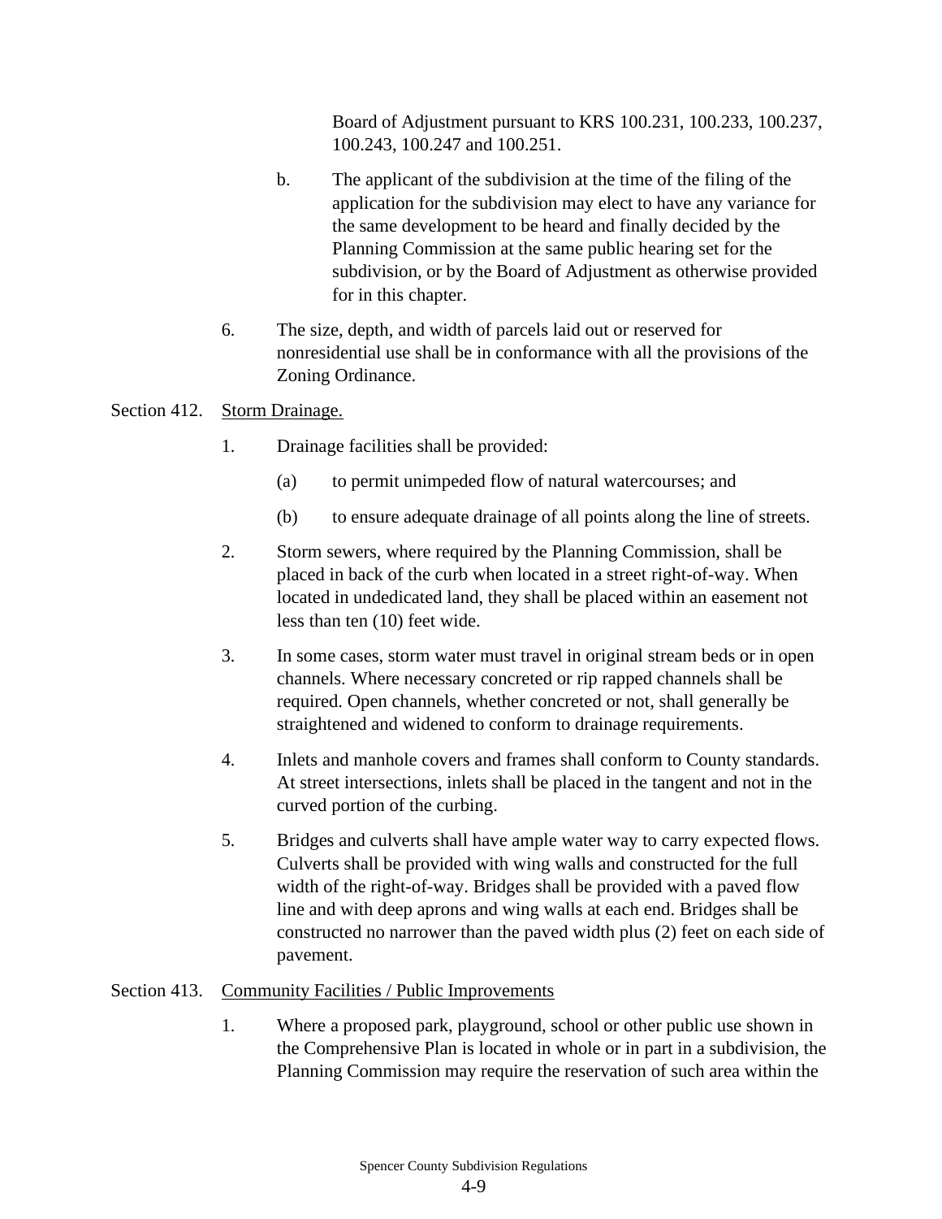Board of Adjustment pursuant to KRS 100.231, 100.233, 100.237, 100.243, 100.247 and 100.251.

b. The applicant of the subdivision at the time of the filing of the application for the subdivision may elect to have any variance for the same development to be heard and finally decided by the Planning Commission at the same public hearing set for the subdivision, or by the Board of Adjustment as otherwise provided for in this chapter.

6. The size, depth, and width of parcels laid out or reserved for nonresidential use shall be in conformance with all the provisions of the Zoning Ordinance.

Section 412. Storm Drainage.

1. Drainage facilities shall be provided:

   (a) to permit unimpeded flow of natural watercourses; and

   (b) to ensure adequate drainage of all points along the line of streets.

2. Storm sewers, where required by the Planning Commission, shall be placed in back of the curb when located in a street right-of-way. When located in undedicated land, they shall be placed within an easement not less than ten (10) feet wide.

3. In some cases, storm water must travel in original stream beds or in open channels. Where necessary concreted or rip rapped channels shall be required. Open channels, whether concreted or not, shall generally be straightened and widened to conform to drainage requirements.

4. Inlets and manhole covers and frames shall conform to County standards. At street intersections, inlets shall be placed in the tangent and not in the curved portion of the curbing.

5. Bridges and culverts shall have ample water way to carry expected flows. Culverts shall be provided with wing walls and constructed for the full width of the right-of-way. Bridges shall be provided with a paved flow line and with deep aprons and wing walls at each end. Bridges shall be constructed no narrower than the paved width plus (2) feet on each side of pavement.

Section 413. Community Facilities / Public Improvements

1. Where a proposed park, playground, school or other public use shown in the Comprehensive Plan is located in whole or in part in a subdivision, the Planning Commission may require the reservation of such area within the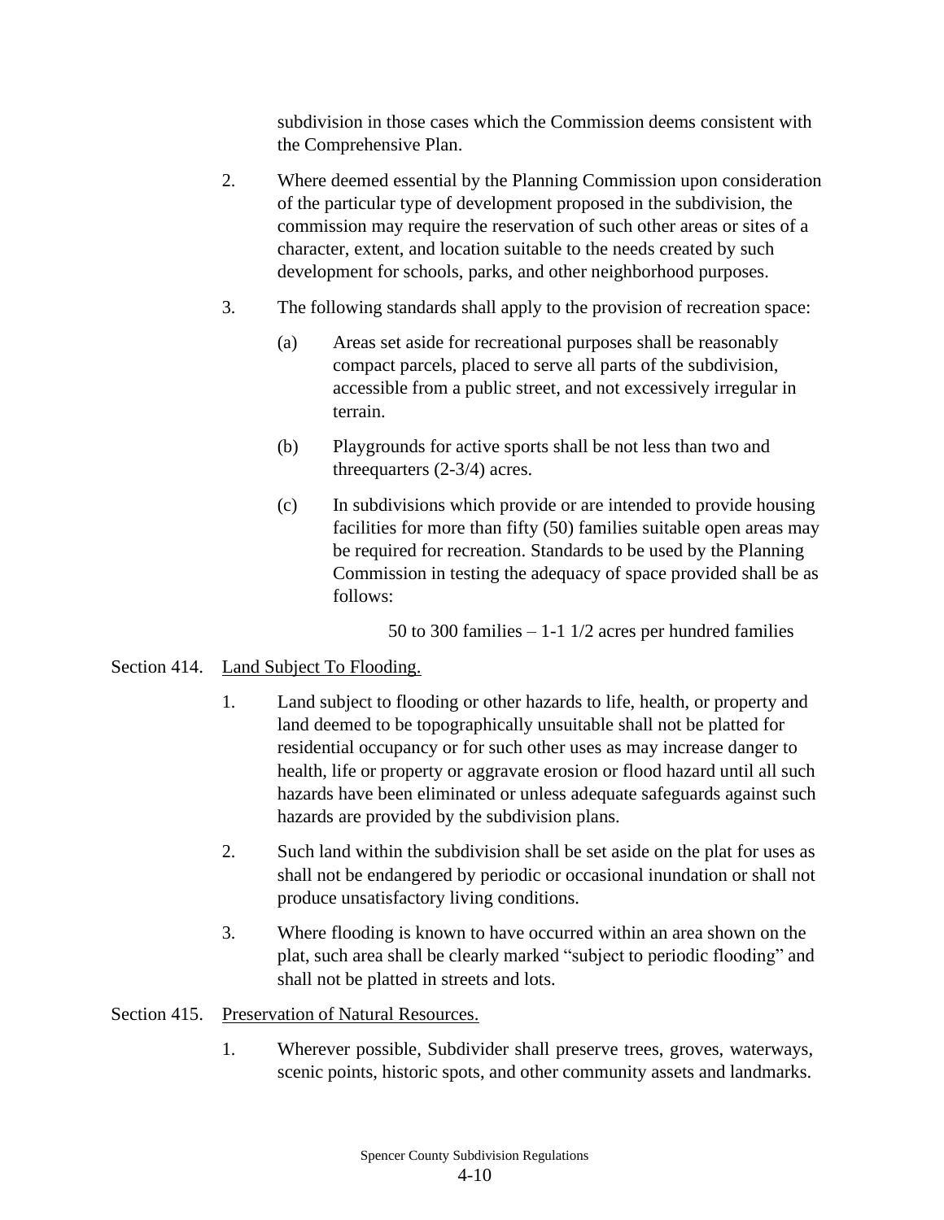subdivision in those cases which the Commission deems consistent with the Comprehensive Plan.

2. Where deemed essential by the Planning Commission upon consideration of the particular type of development proposed in the subdivision, the commission may require the reservation of such other areas or sites of a character, extent, and location suitable to the needs created by such development for schools, parks, and other neighborhood purposes.

3. The following standards shall apply to the provision of recreation space:

   (a) Areas set aside for recreational purposes shall be reasonably compact parcels, placed to serve all parts of the subdivision, accessible from a public street, and not excessively irregular in terrain.

   (b) Playgrounds for active sports shall be not less than two and threequarters (2-3/4) acres.

   (c) In subdivisions which provide or are intended to provide housing facilities for more than fifty (50) families suitable open areas may be required for recreation. Standards to be used by the Planning Commission in testing the adequacy of space provided shall be as follows:

   50 to 300 families – 1-1 1/2 acres per hundred families

Section 414. Land Subject To Flooding.

1. Land subject to flooding or other hazards to life, health, or property and land deemed to be topographically unsuitable shall not be platted for residential occupancy or for such other uses as may increase danger to health, life or property or aggravate erosion or flood hazard until all such hazards have been eliminated or unless adequate safeguards against such hazards are provided by the subdivision plans.

2. Such land within the subdivision shall be set aside on the plat for uses as shall not be endangered by periodic or occasional inundation or shall not produce unsatisfactory living conditions.

3. Where flooding is known to have occurred within an area shown on the plat, such area shall be clearly marked "subject to periodic flooding" and shall not be platted in streets and lots.

Section 415. Preservation of Natural Resources.

1. Wherever possible, Subdivider shall preserve trees, groves, waterways, scenic points, historic spots, and other community assets and landmarks.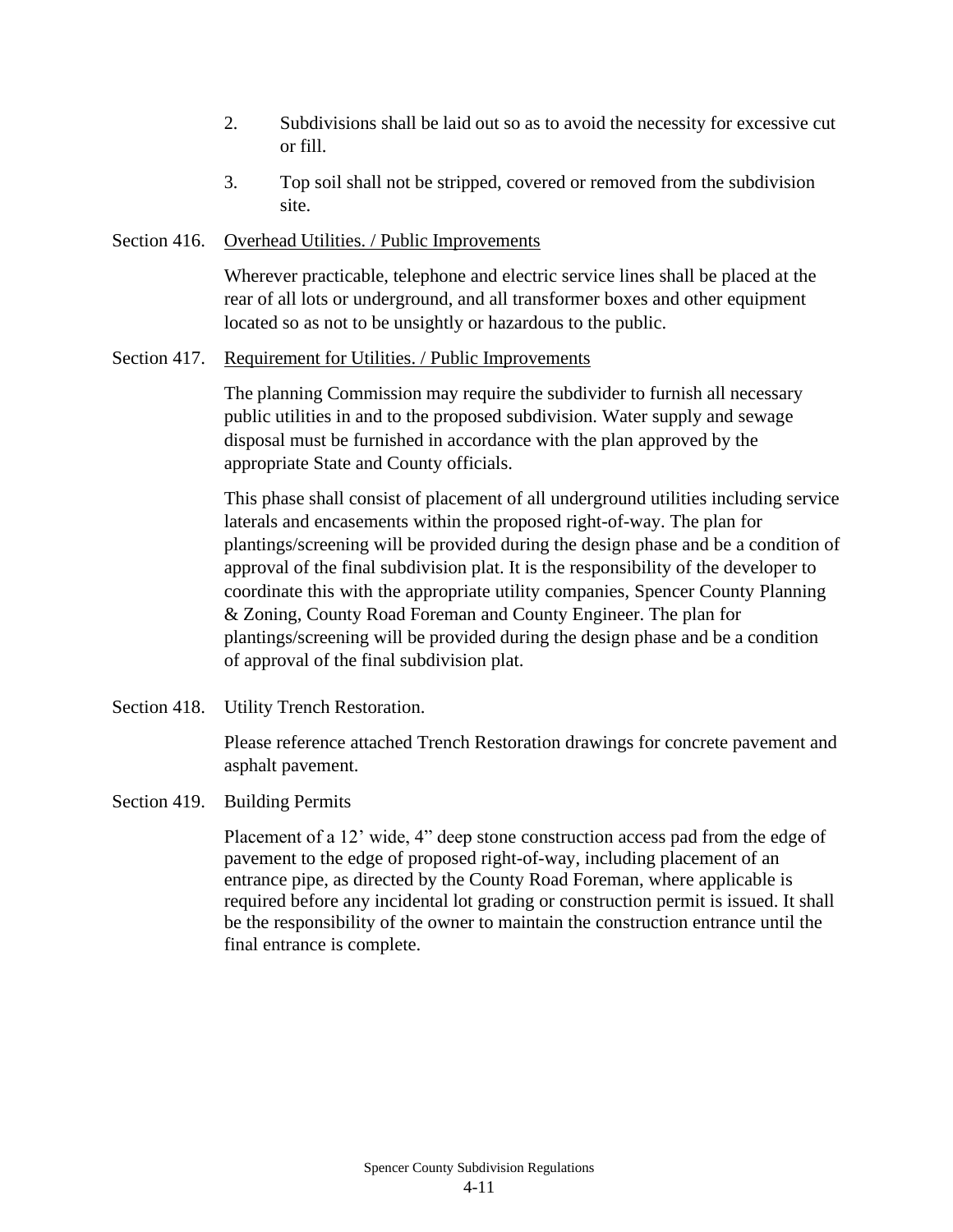2. Subdivisions shall be laid out so as to avoid the necessity for excessive cut or fill.

3. Top soil shall not be stripped, covered or removed from the subdivision site.

Section 416. Overhead Utilities. / Public Improvements

Wherever practicable, telephone and electric service lines shall be placed at the rear of all lots or underground, and all transformer boxes and other equipment located so as not to be unsightly or hazardous to the public.

Section 417. Requirement for Utilities. / Public Improvements

The planning Commission may require the subdivider to furnish all necessary public utilities in and to the proposed subdivision. Water supply and sewage disposal must be furnished in accordance with the plan approved by the appropriate State and County officials.

This phase shall consist of placement of all underground utilities including service laterals and encasements within the proposed right-of-way. The plan for plantings/screening will be provided during the design phase and be a condition of approval of the final subdivision plat. It is the responsibility of the developer to coordinate this with the appropriate utility companies, Spencer County Planning & Zoning, County Road Foreman and County Engineer. The plan for plantings/screening will be provided during the design phase and be a condition of approval of the final subdivision plat.

Section 418. Utility Trench Restoration.

Please reference attached Trench Restoration drawings for concrete pavement and asphalt pavement.

Section 419. Building Permits

Placement of a 12' wide, 4" deep stone construction access pad from the edge of pavement to the edge of proposed right-of-way, including placement of an entrance pipe, as directed by the County Road Foreman, where applicable is required before any incidental lot grading or construction permit is issued. It shall be the responsibility of the owner to maintain the construction entrance until the final entrance is complete.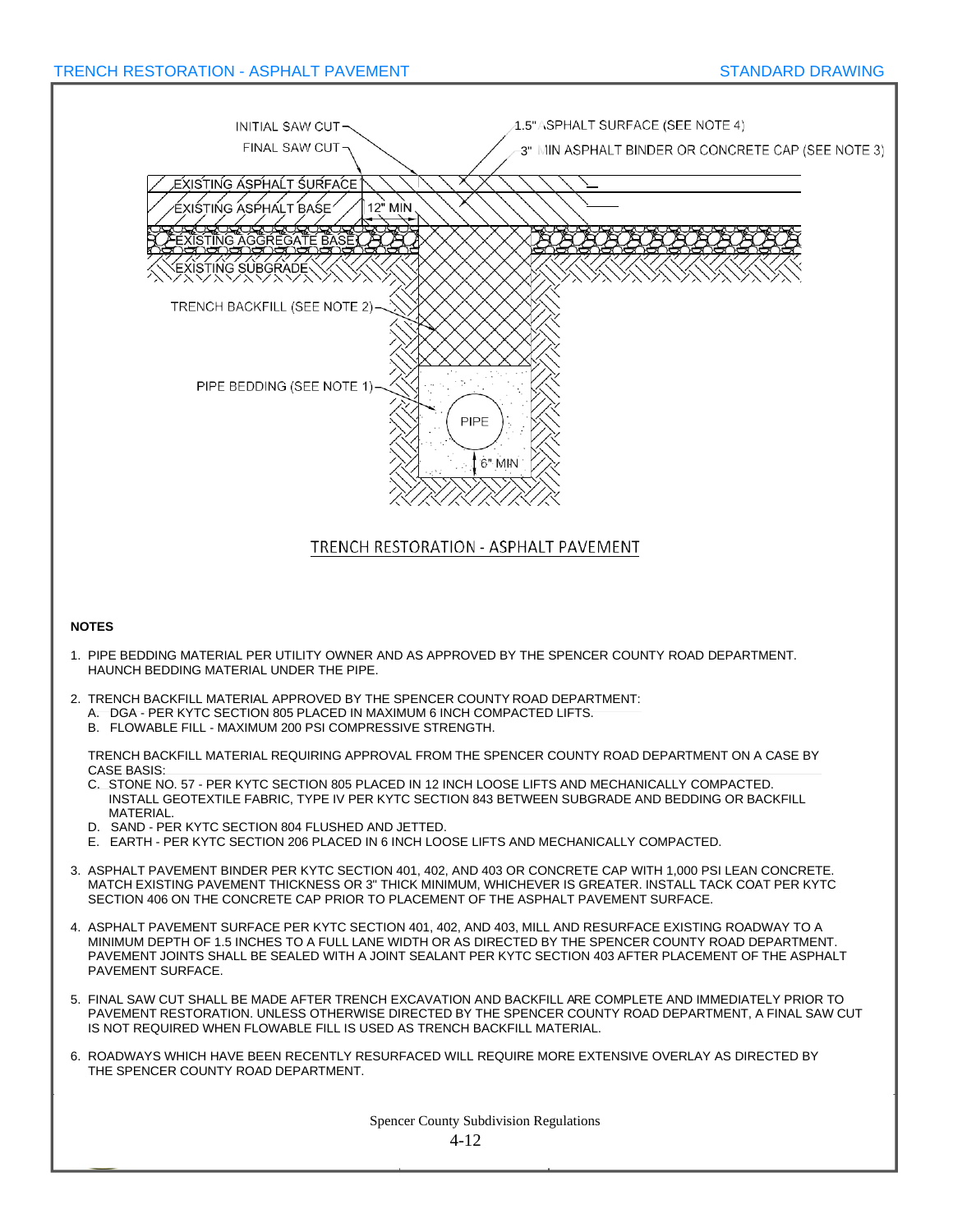# TRENCH RESTORATION - ASPHALT PAVEMENT

STANDARD DRAWING

INITIAL SAW CUT

FINAL SAW CUT

1.5" ASPHALT SURFACE (SEE NOTE 4)

3" MIN ASPHALT BINDER OR CONCRETE CAP (SEE NOTE 3)

EXISTING ASPHALT SURFACE

EXISTING ASPHALT BASE

12" MIN

EXISTING AGGREGATE BASE

EXISTING SUBGRADE

TRENCH BACKFILL (SEE NOTE 2)

PIPE BEDDING (SEE NOTE 1)

PIPE

6" MIN

TRENCH RESTORATION - ASPHALT PAVEMENT

**NOTES**

1. PIPE BEDDING MATERIAL PER UTILITY OWNER AND AS APPROVED BY THE SPENCER COUNTY ROAD DEPARTMENT. HAUNCH BEDDING MATERIAL UNDER THE PIPE.

2. TRENCH BACKFILL MATERIAL APPROVED BY THE SPENCER COUNTY ROAD DEPARTMENT:
   A. DGA - PER KYTC SECTION 805 PLACED IN MAXIMUM 6 INCH COMPACTED LIFTS.
   B. FLOWABLE FILL - MAXIMUM 200 PSI COMPRESSIVE STRENGTH.

   TRENCH BACKFILL MATERIAL REQUIRING APPROVAL FROM THE SPENCER COUNTY ROAD DEPARTMENT ON A CASE BY CASE BASIS:
   C. STONE NO. 57 - PER KYTC SECTION 805 PLACED IN 12 INCH LOOSE LIFTS AND MECHANICALLY COMPACTED. INSTALL GEOTEXTILE FABRIC, TYPE IV PER KYTC SECTION 843 BETWEEN SUBGRADE AND BEDDING OR BACKFILL MATERIAL.
   D. SAND - PER KYTC SECTION 804 FLUSHED AND JETTED.
   E. EARTH - PER KYTC SECTION 206 PLACED IN 6 INCH LOOSE LIFTS AND MECHANICALLY COMPACTED.

3. ASPHALT PAVEMENT BINDER PER KYTC SECTION 401, 402, AND 403 OR CONCRETE CAP WITH 1,000 PSI LEAN CONCRETE. MATCH EXISTING PAVEMENT THICKNESS OR 3" THICK MINIMUM, WHICHEVER IS GREATER. INSTALL TACK COAT PER KYTC SECTION 406 ON THE CONCRETE CAP PRIOR TO PLACEMENT OF THE ASPHALT PAVEMENT SURFACE.

4. ASPHALT PAVEMENT SURFACE PER KYTC SECTION 401, 402, AND 403. MILL AND RESURFACE EXISTING ROADWAY TO A MINIMUM DEPTH OF 1.5 INCHES TO A FULL LANE WIDTH OR AS DIRECTED BY THE SPENCER COUNTY ROAD DEPARTMENT. PAVEMENT JOINTS SHALL BE SEALED WITH A JOINT SEALANT PER KYTC SECTION 403 AFTER PLACEMENT OF THE ASPHALT PAVEMENT SURFACE.

5. FINAL SAW CUT SHALL BE MADE AFTER TRENCH EXCAVATION AND BACKFILL ARE COMPLETE AND IMMEDIATELY PRIOR TO PAVEMENT RESTORATION. UNLESS OTHERWISE DIRECTED BY THE SPENCER COUNTY ROAD DEPARTMENT, A FINAL SAW CUT IS NOT REQUIRED WHEN FLOWABLE FILL IS USED AS TRENCH BACKFILL MATERIAL.

6. ROADWAYS WHICH HAVE BEEN RECENTLY RESURFACED WILL REQUIRE MORE EXTENSIVE OVERLAY AS DIRECTED BY THE SPENCER COUNTY ROAD DEPARTMENT.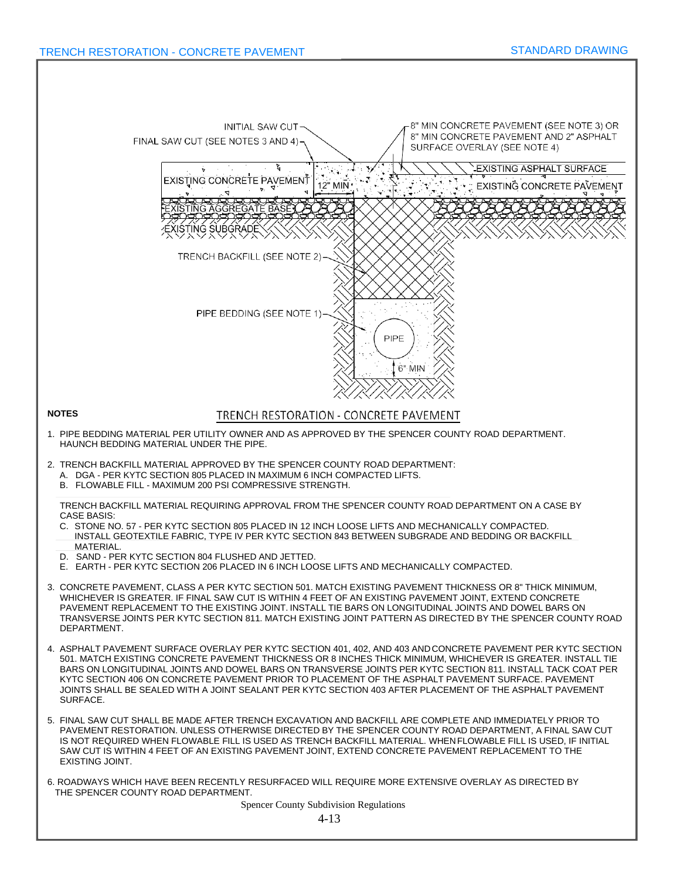# TRENCH RESTORATION - CONCRETE PAVEMENT

STANDARD DRAWING

INITIAL SAW CUT

FINAL SAW CUT (SEE NOTES 3 AND 4)

8" MIN CONCRETE PAVEMENT (SEE NOTE 3) OR 8" MIN CONCRETE PAVEMENT AND 2" ASPHALT SURFACE OVERLAY (SEE NOTE 4)

EXISTING ASPHALT SURFACE

EXISTING CONCRETE PAVEMENT

12" MIN

EXISTING CONCRETE PAVEMENT

EXISTING AGGREGATE BASE

EXISTING SUBGRADE

TRENCH BACKFILL (SEE NOTE 2)

PIPE BEDDING (SEE NOTE 1)

PIPE

6" MIN

TRENCH RESTORATION - CONCRETE PAVEMENT

**NOTES**

1. PIPE BEDDING MATERIAL PER UTILITY OWNER AND AS APPROVED BY THE SPENCER COUNTY ROAD DEPARTMENT. HAUNCH BEDDING MATERIAL UNDER THE PIPE.

2. TRENCH BACKFILL MATERIAL APPROVED BY THE SPENCER COUNTY ROAD DEPARTMENT:
   A. DGA - PER KYTC SECTION 805 PLACED IN MAXIMUM 6 INCH COMPACTED LIFTS.
   B. FLOWABLE FILL - MAXIMUM 200 PSI COMPRESSIVE STRENGTH.

   TRENCH BACKFILL MATERIAL REQUIRING APPROVAL FROM THE SPENCER COUNTY ROAD DEPARTMENT ON A CASE BY CASE BASIS:
   C. STONE NO. 57 - PER KYTC SECTION 805 PLACED IN 12 INCH LOOSE LIFTS AND MECHANICALLY COMPACTED. INSTALL GEOTEXTILE FABRIC, TYPE IV PER KYTC SECTION 843 BETWEEN SUBGRADE AND BEDDING OR BACKFILL MATERIAL.
   D. SAND - PER KYTC SECTION 804 FLUSHED AND JETTED.
   E. EARTH - PER KYTC SECTION 206 PLACED IN 6 INCH LOOSE LIFTS AND MECHANICALLY COMPACTED.

3. CONCRETE PAVEMENT, CLASS A PER KYTC SECTION 501. MATCH EXISTING PAVEMENT THICKNESS OR 8" THICK MINIMUM, WHICHEVER IS GREATER. IF FINAL SAW CUT IS WITHIN 4 FEET OF AN EXISTING PAVEMENT JOINT, EXTEND CONCRETE PAVEMENT REPLACEMENT TO THE EXISTING JOINT. INSTALL TIE BARS ON LONGITUDINAL JOINTS AND DOWEL BARS ON TRANSVERSE JOINTS PER KYTC SECTION 811. MATCH EXISTING JOINT PATTERN AS DIRECTED BY THE SPENCER COUNTY ROAD DEPARTMENT.

4. ASPHALT PAVEMENT SURFACE OVERLAY PER KYTC SECTION 401, 402, AND 403 AND CONCRETE PAVEMENT PER KYTC SECTION 501. MATCH EXISTING CONCRETE PAVEMENT THICKNESS OR 8 INCHES THICK MINIMUM, WHICHEVER IS GREATER. INSTALL TIE BARS ON LONGITUDINAL JOINTS AND DOWEL BARS ON TRANSVERSE JOINTS PER KYTC SECTION 811. INSTALL TACK COAT PER KYTC SECTION 406 ON CONCRETE PAVEMENT PRIOR TO PLACEMENT OF THE ASPHALT PAVEMENT SURFACE. PAVEMENT JOINTS SHALL BE SEALED WITH A JOINT SEALANT PER KYTC SECTION 403 AFTER PLACEMENT OF THE ASPHALT PAVEMENT SURFACE.

5. FINAL SAW CUT SHALL BE MADE AFTER TRENCH EXCAVATION AND BACKFILL ARE COMPLETE AND IMMEDIATELY PRIOR TO PAVEMENT RESTORATION. UNLESS OTHERWISE DIRECTED BY THE SPENCER COUNTY ROAD DEPARTMENT, A FINAL SAW CUT IS NOT REQUIRED WHEN FLOWABLE FILL IS USED AS TRENCH BACKFILL MATERIAL. WHEN FLOWABLE FILL IS USED, IF INITIAL SAW CUT IS WITHIN 4 FEET OF AN EXISTING PAVEMENT JOINT, EXTEND CONCRETE PAVEMENT REPLACEMENT TO THE EXISTING JOINT.

6. ROADWAYS WHICH HAVE BEEN RECENTLY RESURFACED WILL REQUIRE MORE EXTENSIVE OVERLAY AS DIRECTED BY THE SPENCER COUNTY ROAD DEPARTMENT.